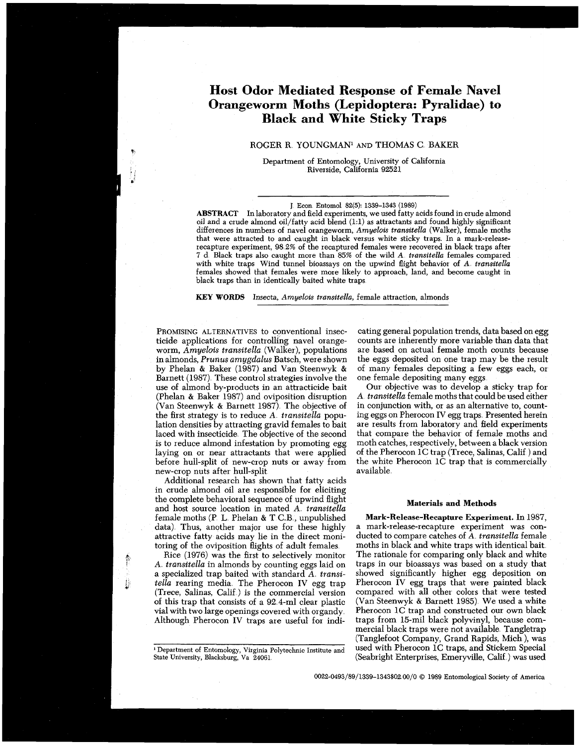# Host Odor Mediated Response of Female Navel Orangeworm Moths (Lepidoptera: Pyralidae) to Black and White Sticky Traps

ROGER R. YOUNGMAN[1] AND THOMAS C. BAKER

Department of Entomology, University of California
Riverside, California 92521

J. Econ. Entomol. 82(5): 1339–1343 (1989)

**ABSTRACT** In laboratory and field experiments, we used fatty acids found in crude almond oil and a crude almond oil/fatty acid blend (1:1) as attractants and found highly significant differences in numbers of navel orangeworm, *Amyelois transitella* (Walker), female moths that were attracted to and caught in black versus white sticky traps. In a mark-release-recapture experiment, 98.2% of the recaptured females were recovered in black traps after 7 d. Black traps also caught more than 85% of the wild *A. transitella* females compared with white traps. Wind tunnel bioassays on the upwind flight behavior of *A. transitella* females showed that females were more likely to approach, land, and become caught in black traps than in identically baited white traps.

**KEY WORDS** Insecta, *Amyelois transitella*, female attraction, almonds

PROMISING ALTERNATIVES to conventional insecticide applications for controlling navel orangeworm, *Amyelois transitella* (Walker), populations in almonds, *Prunus amygdalus* Batsch, were shown by Phelan & Baker (1987) and Van Steenwyk & Barnett (1987). These control strategies involve the use of almond by-products in an attracticide bait (Phelan & Baker 1987) and oviposition disruption (Van Steenwyk & Barnett 1987). The objective of the first strategy is to reduce *A. transitella* population densities by attracting gravid females to bait laced with insecticide. The objective of the second is to reduce almond infestation by promoting egg laying on or near attractants that were applied before hull-split of new-crop nuts or away from new-crop nuts after hull-split.

Additional research has shown that fatty acids in crude almond oil are responsible for eliciting the complete behavioral sequence of upwind flight and host source location in mated *A. transitella* female moths (P. L. Phelan & T. C.B., unpublished data). Thus, another major use for these highly attractive fatty acids may lie in the direct monitoring of the oviposition flights of adult females.

Rice (1976) was the first to selectively monitor *A. transitella* in almonds by counting eggs laid on a specialized trap baited with standard *A. transitella* rearing media. The Pherocon IV egg trap (Trece, Salinas, Calif.) is the commercial version of this trap that consists of a 92.4-ml clear plastic vial with two large openings covered with organdy. Although Pherocon IV traps are useful for indicating general population trends, data based on egg counts are inherently more variable than data that are based on actual female moth counts because the eggs deposited on one trap may be the result of many females depositing a few eggs each, or one female depositing many eggs.

Our objective was to develop a sticky trap for *A. transitella* female moths that could be used either in conjunction with, or as an alternative to, counting eggs on Pherocon IV egg traps. Presented herein are results from laboratory and field experiments that compare the behavior of female moths and moth catches, respectively, between a black version of the Pherocon 1C trap (Trece, Salinas, Calif.) and the white Pherocon 1C trap that is commercially available.

## Materials and Methods

**Mark-Release-Recapture Experiment.** In 1987, a mark-release-recapture experiment was conducted to compare catches of *A. transitella* female moths in black and white traps with identical bait. The rationale for comparing only black and white traps in our bioassays was based on a study that showed significantly higher egg deposition on Pherocon IV egg traps that were painted black compared with all other colors that were tested (Van Steenwyk & Barnett 1985). We used a white Pherocon 1C trap and constructed our own black traps from 15-mil black polyvinyl, because commercial black traps were not available. Tangletrap (Tanglefoot Company, Grand Rapids, Mich.), was used with Pherocon 1C traps, and Stickem Special (Seabright Enterprises, Emeryville, Calif.) was used

[1] Department of Entomology, Virginia Polytechnic Institute and State University, Blacksburg, Va 24061.

0022-0493/89/1339–1343$02.00/0 © 1989 Entomological Society of America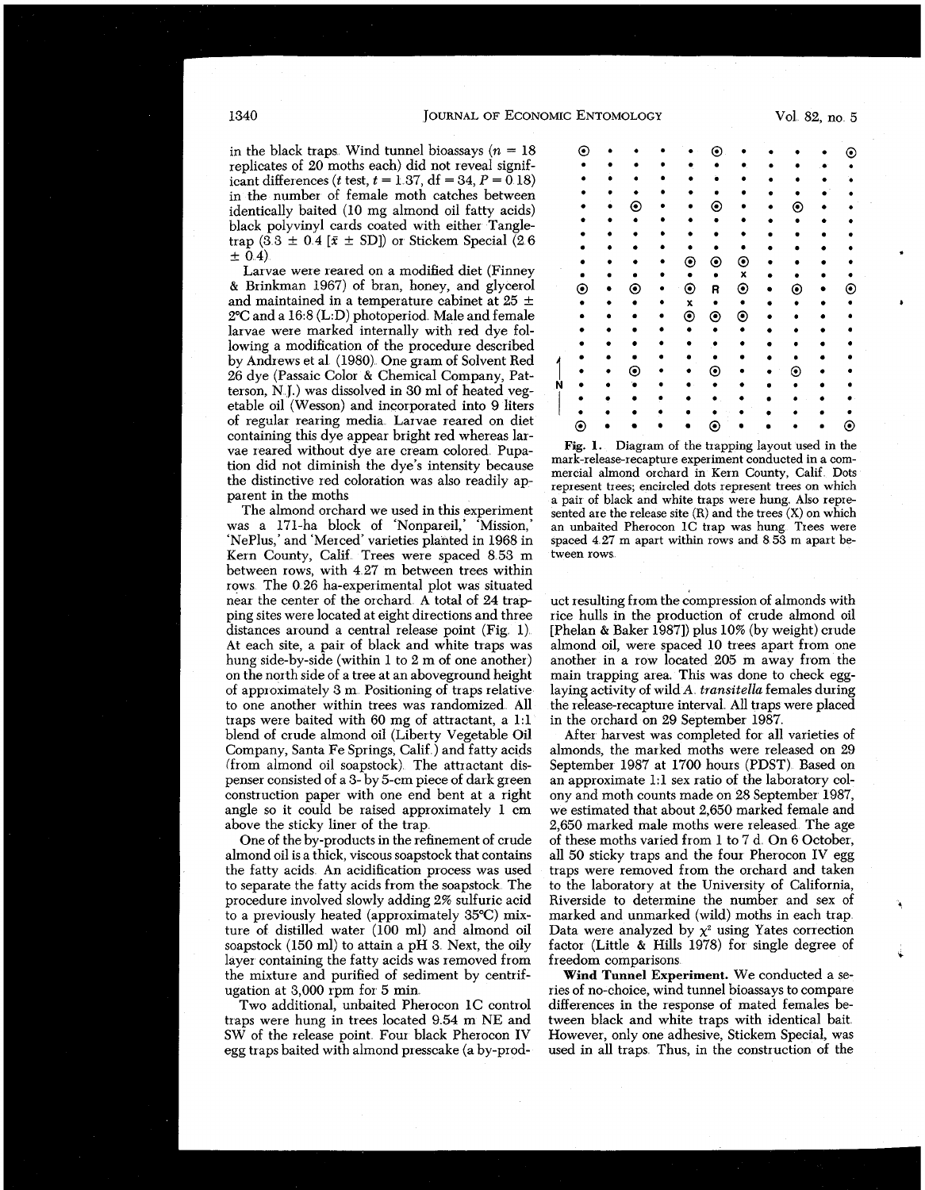in the black traps. Wind tunnel bioassays ($n = 18$ replicates of 20 moths each) did not reveal significant differences ($t$ test, $t = 1.37$, df = 34, $P = 0.18$) in the number of female moth catches between identically baited (10 mg almond oil fatty acids) black polyvinyl cards coated with either Tangletrap ($3.3 \pm 0.4$ [$\bar{x} \pm$ SD]) or Stickem Special ($2.6 \pm 0.4$).

Larvae were reared on a modified diet (Finney & Brinkman 1967) of bran, honey, and glycerol and maintained in a temperature cabinet at $25 \pm 2°C$ and a 16:8 (L:D) photoperiod. Male and female larvae were marked internally with red dye following a modification of the procedure described by Andrews et al. (1980). One gram of Solvent Red 26 dye (Passaic Color & Chemical Company, Patterson, N.J.) was dissolved in 30 ml of heated vegetable oil (Wesson) and incorporated into 9 liters of regular rearing media. Larvae reared on diet containing this dye appear bright red whereas larvae reared without dye are cream colored. Pupation did not diminish the dye's intensity because the distinctive red coloration was also readily apparent in the moths.

The almond orchard we used in this experiment was a 171-ha block of 'Nonpareil,' 'Mission,' 'NePlus,' and 'Merced' varieties planted in 1968 in Kern County, Calif. Trees were spaced 8.53 m between rows, with 4.27 m between trees within rows. The 0.26 ha-experimental plot was situated near the center of the orchard. A total of 24 trapping sites were located at eight directions and three distances around a central release point (Fig. 1). At each site, a pair of black and white traps was hung side-by-side (within 1 to 2 m of one another) on the north side of a tree at an aboveground height of approximately 3 m. Positioning of traps relative to one another within trees was randomized. All traps were baited with 60 mg of attractant, a 1:1 blend of crude almond oil (Liberty Vegetable Oil Company, Santa Fe Springs, Calif.) and fatty acids (from almond oil soapstock). The attractant dispenser consisted of a 3- by 5-cm piece of dark green construction paper with one end bent at a right angle so it could be raised approximately 1 cm above the sticky liner of the trap.

One of the by-products in the refinement of crude almond oil is a thick, viscous soapstock that contains the fatty acids. An acidification process was used to separate the fatty acids from the soapstock. The procedure involved slowly adding 2% sulfuric acid to a previously heated (approximately 35°C) mixture of distilled water (100 ml) and almond oil soapstock (150 ml) to attain a pH 3. Next, the oily layer containing the fatty acids was removed from the mixture and purified of sediment by centrifugation at 3,000 rpm for 5 min.

Two additional, unbaited Pherocon 1C control traps were hung in trees located 9.54 m NE and SW of the release point. Four black Pherocon IV egg traps baited with almond presscake (a by-product resulting from the compression of almonds with rice hulls in the production of crude almond oil [Phelan & Baker 1987]) plus 10% (by weight) crude almond oil, were spaced 10 trees apart from one another in a row located 205 m away from the main trapping area. This was done to check egg-laying activity of wild *A. transitella* females during the release-recapture interval. All traps were placed in the orchard on 29 September 1987.

**Fig. 1.** Diagram of the trapping layout used in the mark-release-recapture experiment conducted in a commercial almond orchard in Kern County, Calif. Dots represent trees; encircled dots represent trees on which a pair of black and white traps were hung. Also represented are the release site (R) and the trees (X) on which an unbaited Pherocon 1C trap was hung. Trees were spaced 4.27 m apart within rows and 8.53 m apart between rows.

After harvest was completed for all varieties of almonds, the marked moths were released on 29 September 1987 at 1700 hours (PDST). Based on an approximate 1:1 sex ratio of the laboratory colony and moth counts made on 28 September 1987, we estimated that about 2,650 marked female and 2,650 marked male moths were released. The age of these moths varied from 1 to 7 d. On 6 October, all 50 sticky traps and the four Pherocon IV egg traps were removed from the orchard and taken to the laboratory at the University of California, Riverside to determine the number and sex of marked and unmarked (wild) moths in each trap. Data were analyzed by $\chi^2$ using Yates correction factor (Little & Hills 1978) for single degree of freedom comparisons.

**Wind Tunnel Experiment.** We conducted a series of no-choice, wind tunnel bioassays to compare differences in the response of mated females between black and white traps with identical bait. However, only one adhesive, Stickem Special, was used in all traps. Thus, in the construction of the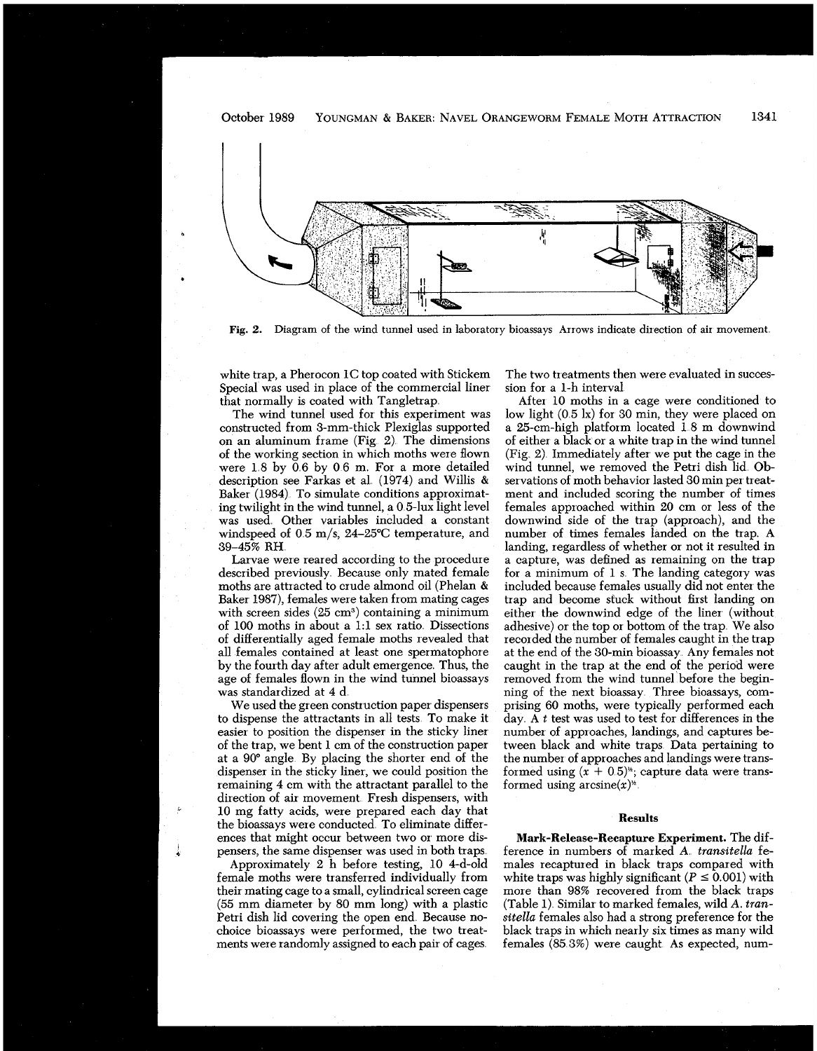Fig. 2. Diagram of the wind tunnel used in laboratory bioassays. Arrows indicate direction of air movement.

white trap, a Pherocon 1C top coated with Stickem Special was used in place of the commercial liner that normally is coated with Tangletrap.

The wind tunnel used for this experiment was constructed from 3-mm-thick Plexiglas supported on an aluminum frame (Fig. 2). The dimensions of the working section in which moths were flown were 1.8 by 0.6 by 0.6 m. For a more detailed description see Farkas et al. (1974) and Willis & Baker (1984). To simulate conditions approximating twilight in the wind tunnel, a 0.5-lux light level was used. Other variables included a constant windspeed of 0.5 m/s, 24–25°C temperature, and 39–45% RH.

Larvae were reared according to the procedure described previously. Because only mated female moths are attracted to crude almond oil (Phelan & Baker 1987), females were taken from mating cages with screen sides (25 cm³) containing a minimum of 100 moths in about a 1:1 sex ratio. Dissections of differentially aged female moths revealed that all females contained at least one spermatophore by the fourth day after adult emergence. Thus, the age of females flown in the wind tunnel bioassays was standardized at 4 d.

We used the green construction paper dispensers to dispense the attractants in all tests. To make it easier to position the dispenser in the sticky liner of the trap, we bent 1 cm of the construction paper at a 90° angle. By placing the shorter end of the dispenser in the sticky liner, we could position the remaining 4 cm with the attractant parallel to the direction of air movement. Fresh dispensers, with 10 mg fatty acids, were prepared each day that the bioassays were conducted. To eliminate differences that might occur between two or more dispensers, the same dispenser was used in both traps.

Approximately 2 h before testing, 10 4-d-old female moths were transferred individually from their mating cage to a small, cylindrical screen cage (55 mm diameter by 80 mm long) with a plastic Petri dish lid covering the open end. Because no-choice bioassays were performed, the two treatments were randomly assigned to each pair of cages. The two treatments then were evaluated in succession for a 1-h interval.

After 10 moths in a cage were conditioned to low light (0.5 lx) for 30 min, they were placed on a 25-cm-high platform located 1.8 m downwind of either a black or a white trap in the wind tunnel (Fig. 2). Immediately after we put the cage in the wind tunnel, we removed the Petri dish lid. Observations of moth behavior lasted 30 min per treatment and included scoring the number of times females approached within 20 cm or less of the downwind side of the trap (approach), and the number of times females landed on the trap. A landing, regardless of whether or not it resulted in a capture, was defined as remaining on the trap for a minimum of 1 s. The landing category was included because females usually did not enter the trap and become stuck without first landing on either the downwind edge of the liner (without adhesive) or the top or bottom of the trap. We also recorded the number of females caught in the trap at the end of the 30-min bioassay. Any females not caught in the trap at the end of the period were removed from the wind tunnel before the beginning of the next bioassay. Three bioassays, comprising 60 moths, were typically performed each day. A $t$ test was used to test for differences in the number of approaches, landings, and captures between black and white traps. Data pertaining to the number of approaches and landings were transformed using $(x + 0.5)^{1/2}$; capture data were transformed using $\arcsin(x)^{1/2}$.

## Results

**Mark-Release-Recapture Experiment.** The difference in numbers of marked *A. transitella* females recaptured in black traps compared with white traps was highly significant ($P \leq 0.001$) with more than 98% recovered from the black traps (Table 1). Similar to marked females, wild *A. transitella* females also had a strong preference for the black traps in which nearly six times as many wild females (85.3%) were caught. As expected, num-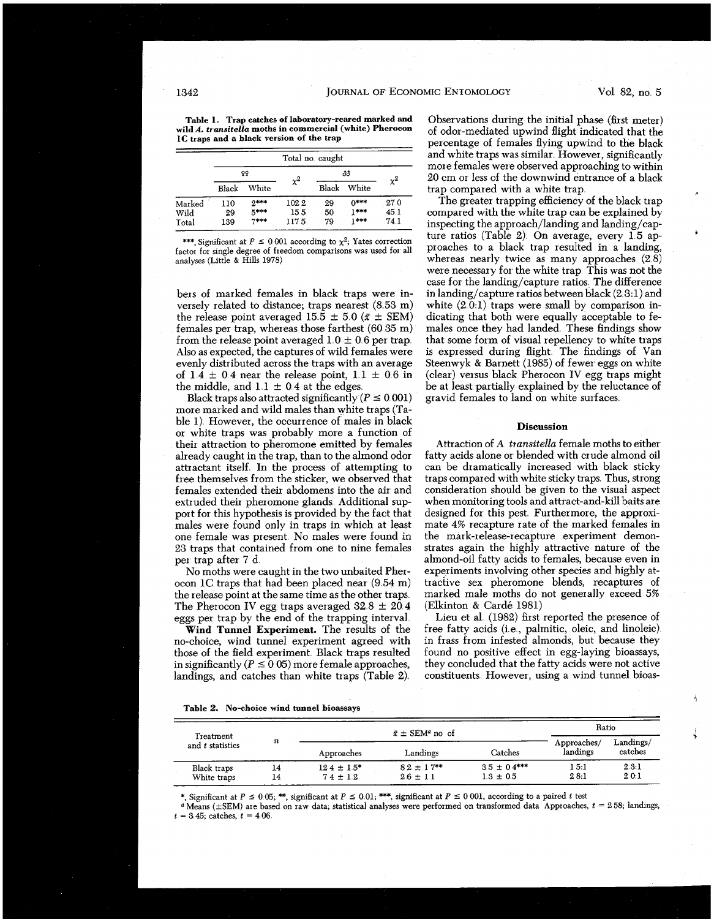**Table 1. Trap catches of laboratory-reared marked and wild *A. transitella* moths in commercial (white) Pherocon 1C traps and a black version of the trap**

| | Total no. caught | | | | | |
|---|---|---|---|---|---|---|
| | ♀♀ | | $\chi^2$ | ♂♂ | | $\chi^2$ |
| | Black | White | | Black | White | |
| Marked | 110 | 2*** | 102.2 | 29 | 0*** | 27.0 |
| Wild | 29 | 5*** | 15.5 | 50 | 1*** | 45.1 |
| Total | 139 | 7*** | 117.5 | 79 | 1*** | 74.1 |

***, Significant at $P \leq 0.001$ according to $\chi^2$; Yates correction factor for single degree of freedom comparisons was used for all analyses (Little & Hills 1978).

bers of marked females in black traps were inversely related to distance; traps nearest (8.53 m) the release point averaged 15.5 ± 5.0 ($\bar{x}$ ± SEM) females per trap, whereas those farthest (60.35 m) from the release point averaged 1.0 ± 0.6 per trap. Also as expected, the captures of wild females were evenly distributed across the traps with an average of 1.4 ± 0.4 near the release point, 1.1 ± 0.6 in the middle, and 1.1 ± 0.4 at the edges.

Black traps also attracted significantly ($P \leq 0.001$) more marked and wild males than white traps (Table 1). However, the occurrence of males in black or white traps was probably more a function of their attraction to pheromone emitted by females already caught in the trap, than to the almond odor attractant itself. In the process of attempting to free themselves from the sticker, we observed that females extended their abdomens into the air and extruded their pheromone glands. Additional support for this hypothesis is provided by the fact that males were found only in traps in which at least one female was present. No males were found in 23 traps that contained from one to nine females per trap after 7 d.

No moths were caught in the two unbaited Pherocon 1C traps that had been placed near (9.54 m) the release point at the same time as the other traps. The Pherocon IV egg traps averaged 32.8 ± 20.4 eggs per trap by the end of the trapping interval.

**Wind Tunnel Experiment.** The results of the no-choice, wind tunnel experiment agreed with those of the field experiment. Black traps resulted in significantly ($P \leq 0.05$) more female approaches, landings, and catches than white traps (Table 2). Observations during the initial phase (first meter) of odor-mediated upwind flight indicated that the percentage of females flying upwind to the black and white traps was similar. However, significantly more females were observed approaching to within 20 cm or less of the downwind entrance of a black trap compared with a white trap.

The greater trapping efficiency of the black trap compared with the white trap can be explained by inspecting the approach/landing and landing/capture ratios (Table 2). On average, every 1.5 approaches to a black trap resulted in a landing, whereas nearly twice as many approaches (2.8) were necessary for the white trap. This was not the case for the landing/capture ratios. The difference in landing/capture ratios between black (2.3:1) and white (2.0:1) traps were small by comparison indicating that both were equally acceptable to females once they had landed. These findings show that some form of visual repellency to white traps is expressed during flight. The findings of Van Steenwyk & Barnett (1985) of fewer eggs on white (clear) versus black Pherocon IV egg traps might be at least partially explained by the reluctance of gravid females to land on white surfaces.

## Discussion

Attraction of *A. transitella* female moths to either fatty acids alone or blended with crude almond oil can be dramatically increased with black sticky traps compared with white sticky traps. Thus, strong consideration should be given to the visual aspect when monitoring tools and attract-and-kill baits are designed for this pest. Furthermore, the approximate 4% recapture rate of the marked females in the mark-release-recapture experiment demonstrates again the highly attractive nature of the almond-oil fatty acids to females, because even in experiments involving other species and highly attractive sex pheromone blends, recaptures of marked male moths do not generally exceed 5% (Elkinton & Cardé 1981).

Lieu et al. (1982) first reported the presence of free fatty acids (i.e., palmitic, oleic, and linoleic) in frass from infested almonds, but because they found no positive effect in egg-laying bioassays, they concluded that the fatty acids were not active constituents. However, using a wind tunnel bioas-

**Table 2. No-choice wind tunnel bioassays**

| Treatment and *t* statistics | *n* | $\bar{x}$ ± SEM[a] no. of | | | Ratio | |
|---|---|---|---|---|---|---|
| | | Approaches | Landings | Catches | Approaches/landings | Landings/catches |
| Black traps | 14 | 12.4 ± 1.5* | 8.2 ± 1.7** | 3.5 ± 0.4*** | 1.5:1 | 2.3:1 |
| White traps | 14 | 7.4 ± 1.2 | 2.6 ± 1.1 | 1.3 ± 0.5 | 2.8:1 | 2.0:1 |

*, Significant at $P \leq 0.05$; **, significant at $P \leq 0.01$; ***, significant at $P \leq 0.001$, according to a paired *t* test.

[a] Means (±SEM) are based on raw data; statistical analyses were performed on transformed data. Approaches, $t = 2.58$; landings, $t = 3.45$; catches, $t = 4.06$.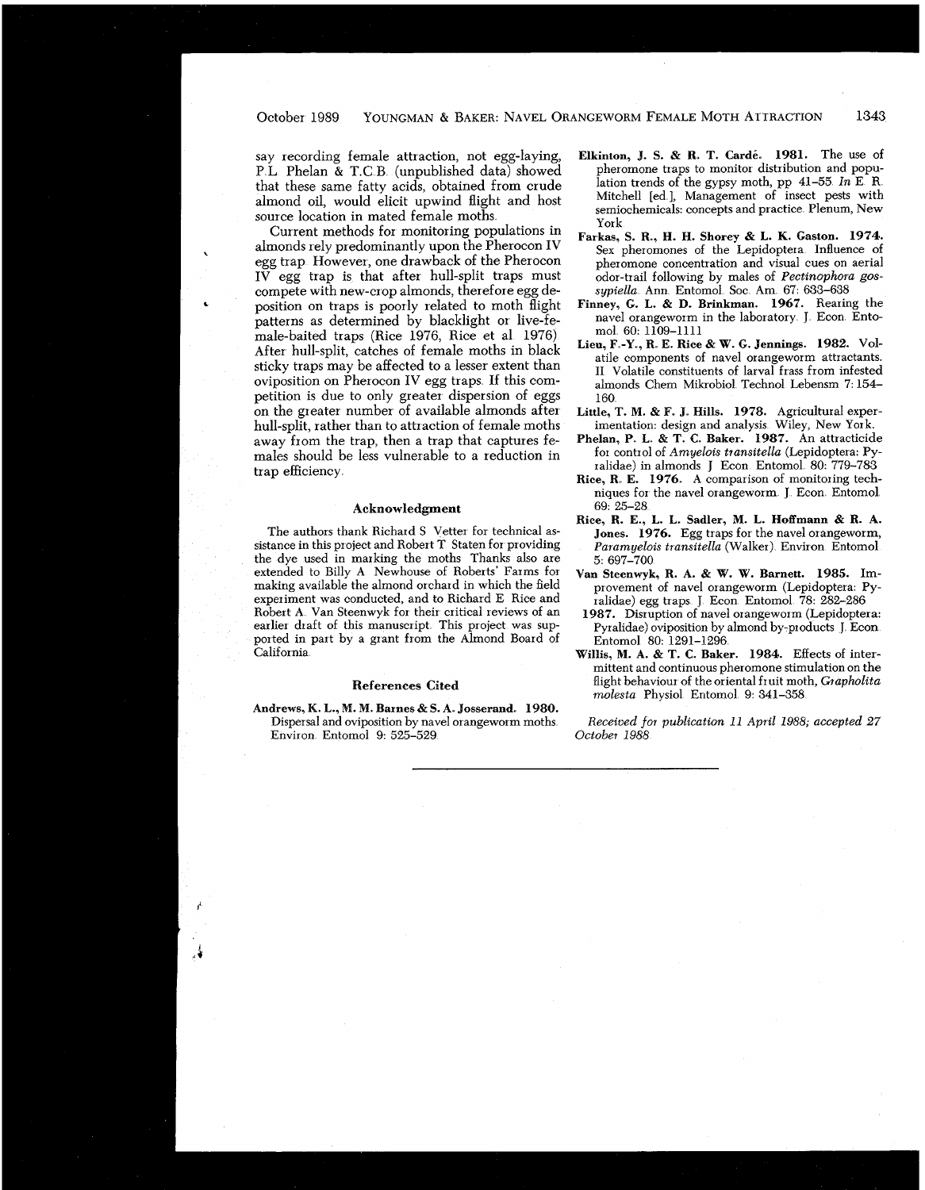say recording female attraction, not egg-laying, P.L. Phelan & T.C.B. (unpublished data) showed that these same fatty acids, obtained from crude almond oil, would elicit upwind flight and host source location in mated female moths.

Current methods for monitoring populations in almonds rely predominantly upon the Pherocon IV egg trap. However, one drawback of the Pherocon IV egg trap is that after hull-split traps must compete with new-crop almonds, therefore egg deposition on traps is poorly related to moth flight patterns as determined by blacklight or live-female-baited traps (Rice 1976, Rice et al. 1976). After hull-split, catches of female moths in black sticky traps may be affected to a lesser extent than oviposition on Pherocon IV egg traps. If this competition is due to only greater dispersion of eggs on the greater number of available almonds after hull-split, rather than to attraction of female moths away from the trap, then a trap that captures females should be less vulnerable to a reduction in trap efficiency.

### Acknowledgment

The authors thank Richard S. Vetter for technical assistance in this project and Robert T. Staten for providing the dye used in marking the moths. Thanks also are extended to Billy A. Newhouse of Roberts' Farms for making available the almond orchard in which the field experiment was conducted, and to Richard E. Rice and Robert A. Van Steenwyk for their critical reviews of an earlier draft of this manuscript. This project was supported in part by a grant from the Almond Board of California.

### References Cited

**Andrews, K. L., M. M. Barnes & S. A. Josserand. 1980.** Dispersal and oviposition by navel orangeworm moths. Environ. Entomol. 9: 525–529.

**Elkinton, J. S. & R. T. Cardé. 1981.** The use of pheromone traps to monitor distribution and population trends of the gypsy moth, pp. 41–55. *In* E. R. Mitchell [ed.], Management of insect pests with semiochemicals: concepts and practice. Plenum, New York.

**Farkas, S. R., H. H. Shorey & L. K. Gaston. 1974.** Sex pheromones of the Lepidoptera. Influence of pheromone concentration and visual cues on aerial odor-trail following by males of *Pectinophora gossypiella*. Ann. Entomol. Soc. Am. 67: 633–638.

**Finney, G. L. & D. Brinkman. 1967.** Rearing the navel orangeworm in the laboratory. J. Econ. Entomol. 60: 1109–1111.

**Lieu, F.-Y., R. E. Rice & W. G. Jennings. 1982.** Volatile components of navel orangeworm attractants. II. Volatile constituents of larval frass from infested almonds. Chem. Mikrobiol. Technol. Lebensm. 7: 154–160.

**Little, T. M. & F. J. Hills. 1978.** Agricultural experimentation: design and analysis. Wiley, New York.

**Phelan, P. L. & T. C. Baker. 1987.** An attracticide for control of *Amyelois transitella* (Lepidoptera: Pyralidae) in almonds. J. Econ. Entomol. 80: 779–783.

**Rice, R. E. 1976.** A comparison of monitoring techniques for the navel orangeworm. J. Econ. Entomol. 69: 25–28.

**Rice, R. E., L. L. Sadler, M. L. Hoffmann & R. A. Jones. 1976.** Egg traps for the navel orangeworm, *Paramyelois transitella* (Walker). Environ. Entomol. 5: 697–700.

**Van Steenwyk, R. A. & W. W. Barnett. 1985.** Improvement of navel orangeworm (Lepidoptera: Pyralidae) egg traps. J. Econ. Entomol. 78: 282–286.

**1987.** Disruption of navel orangeworm (Lepidoptera: Pyralidae) oviposition by almond by-products. J. Econ. Entomol. 80: 1291–1296.

**Willis, M. A. & T. C. Baker. 1984.** Effects of intermittent and continuous pheromone stimulation on the flight behaviour of the oriental fruit moth, *Grapholita molesta*. Physiol. Entomol. 9: 341–358.

*Received for publication 11 April 1988; accepted 27 October 1988.*